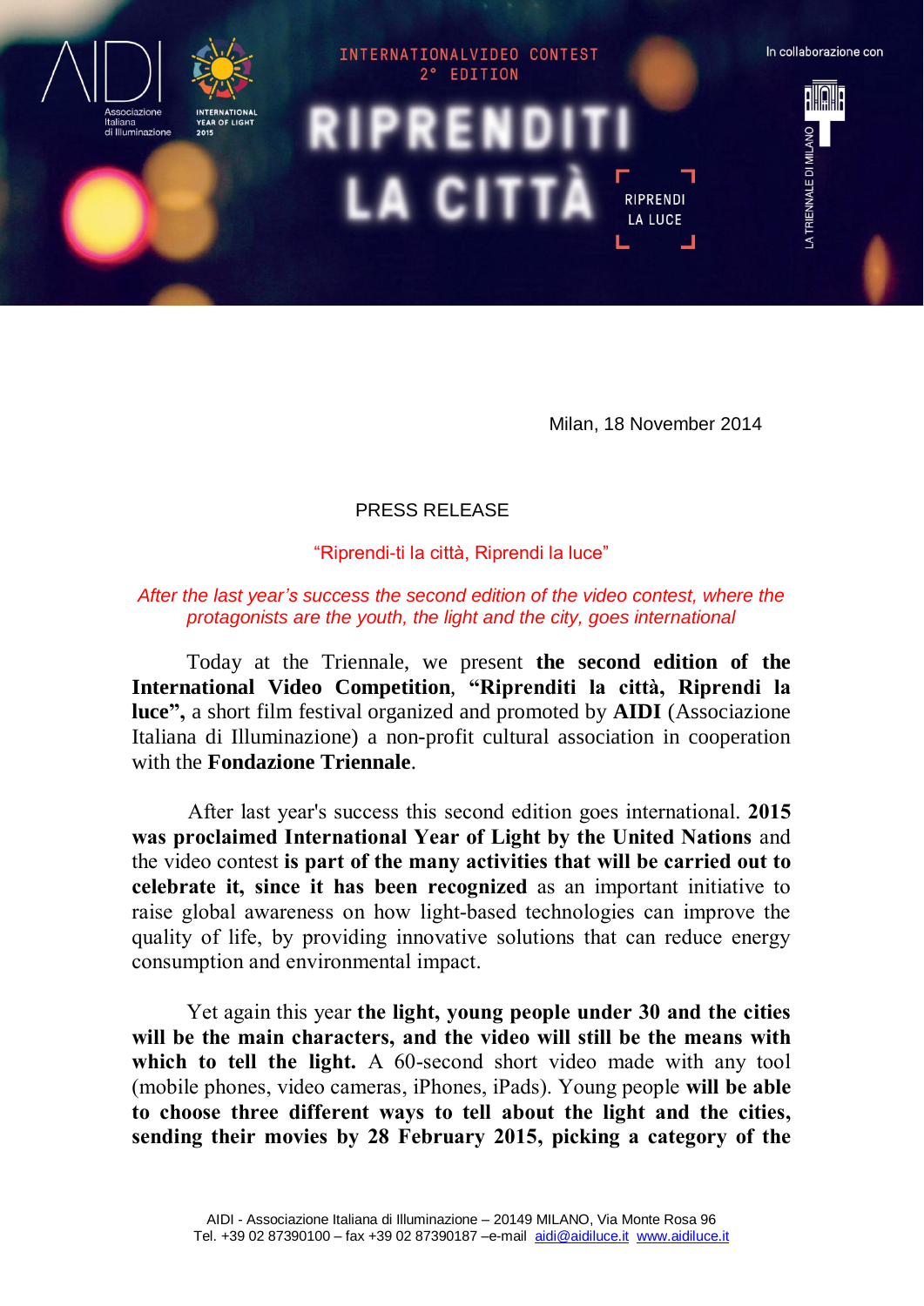INTERNATIONALVIDEO CONTEST
2° EDITION

# RIPRENDITI LA CITTÀ

RIPRENDI LA LUCE

AIDI Associazione Italiana di Illuminazione — INTERNATIONAL YEAR OF LIGHT 2015 — In collaborazione con LA TRIENNALE DI MILANO

Milan, 18 November 2014

## PRESS RELEASE

“Riprendi-ti la città, Riprendi la luce”

*After the last year’s success the second edition of the video contest, where the protagonists are the youth, the light and the city, goes international*

Today at the Triennale, we present **the second edition of the International Video Competition**, **“Riprenditi la città, Riprendi la luce”,** a short film festival organized and promoted by **AIDI** (Associazione Italiana di Illuminazione) a non-profit cultural association in cooperation with the **Fondazione Triennale**.

After last year's success this second edition goes international. **2015 was proclaimed International Year of Light by the United Nations** and the video contest **is part of the many activities that will be carried out to celebrate it, since it has been recognized** as an important initiative to raise global awareness on how light-based technologies can improve the quality of life, by providing innovative solutions that can reduce energy consumption and environmental impact.

Yet again this year **the light, young people under 30 and the cities will be the main characters, and the video will still be the means with which to tell the light.** A 60-second short video made with any tool (mobile phones, video cameras, iPhones, iPads). Young people **will be able to choose three different ways to tell about the light and the cities, sending their movies by 28 February 2015, picking a category of the**

AIDI - Associazione Italiana di Illuminazione – 20149 MILANO, Via Monte Rosa 96
Tel. +39 02 87390100 – fax +39 02 87390187 –e-mail aidi@aidiluce.it www.aidiluce.it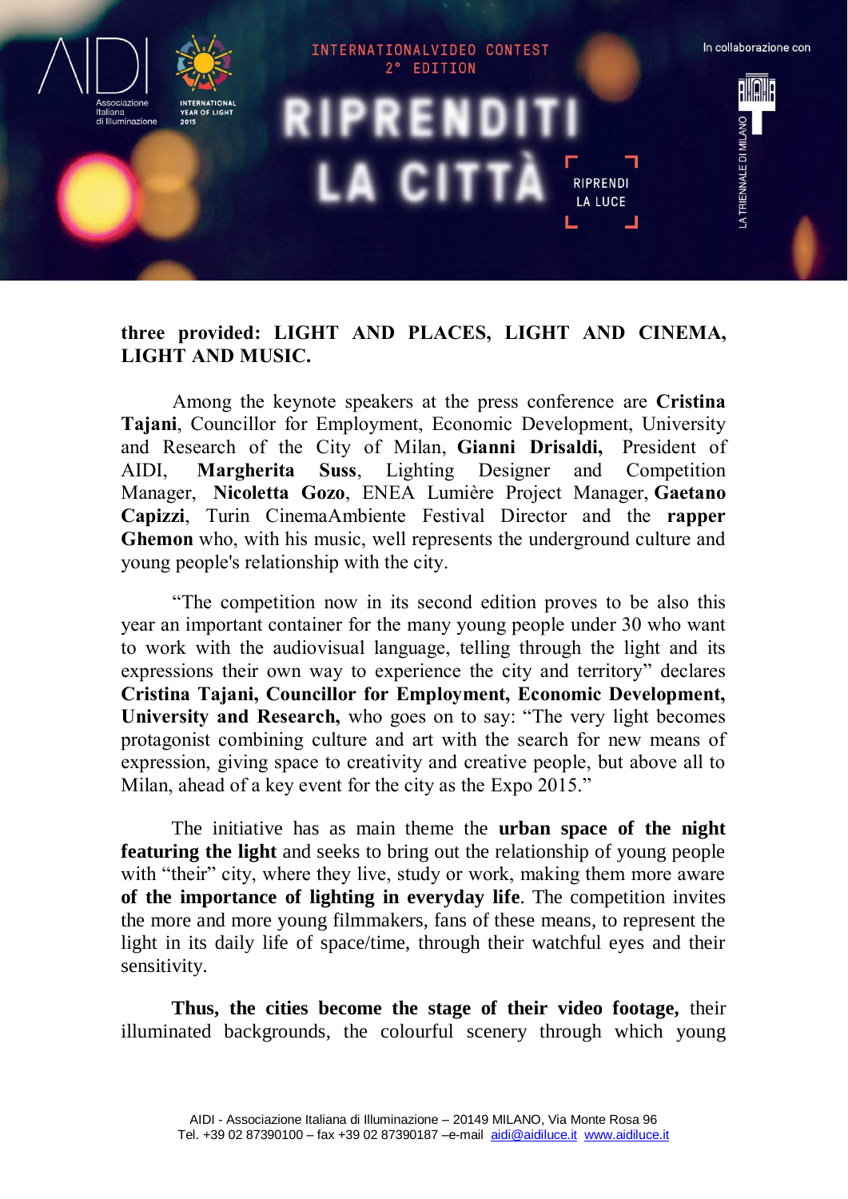**three provided: LIGHT AND PLACES, LIGHT AND CINEMA, LIGHT AND MUSIC.**

Among the keynote speakers at the press conference are **Cristina Tajani**, Councillor for Employment, Economic Development, University and Research of the City of Milan, **Gianni Drisaldi,** President of AIDI, **Margherita Suss**, Lighting Designer and Competition Manager, **Nicoletta Gozo**, ENEA Lumière Project Manager, **Gaetano Capizzi**, Turin CinemaAmbiente Festival Director and the **rapper Ghemon** who, with his music, well represents the underground culture and young people's relationship with the city.

"The competition now in its second edition proves to be also this year an important container for the many young people under 30 who want to work with the audiovisual language, telling through the light and its expressions their own way to experience the city and territory" declares **Cristina Tajani, Councillor for Employment, Economic Development, University and Research,** who goes on to say: "The very light becomes protagonist combining culture and art with the search for new means of expression, giving space to creativity and creative people, but above all to Milan, ahead of a key event for the city as the Expo 2015."

The initiative has as main theme the **urban space of the night featuring the light** and seeks to bring out the relationship of young people with "their" city, where they live, study or work, making them more aware **of the importance of lighting in everyday life**. The competition invites the more and more young filmmakers, fans of these means, to represent the light in its daily life of space/time, through their watchful eyes and their sensitivity.

**Thus, the cities become the stage of their video footage,** their illuminated backgrounds, the colourful scenery through which young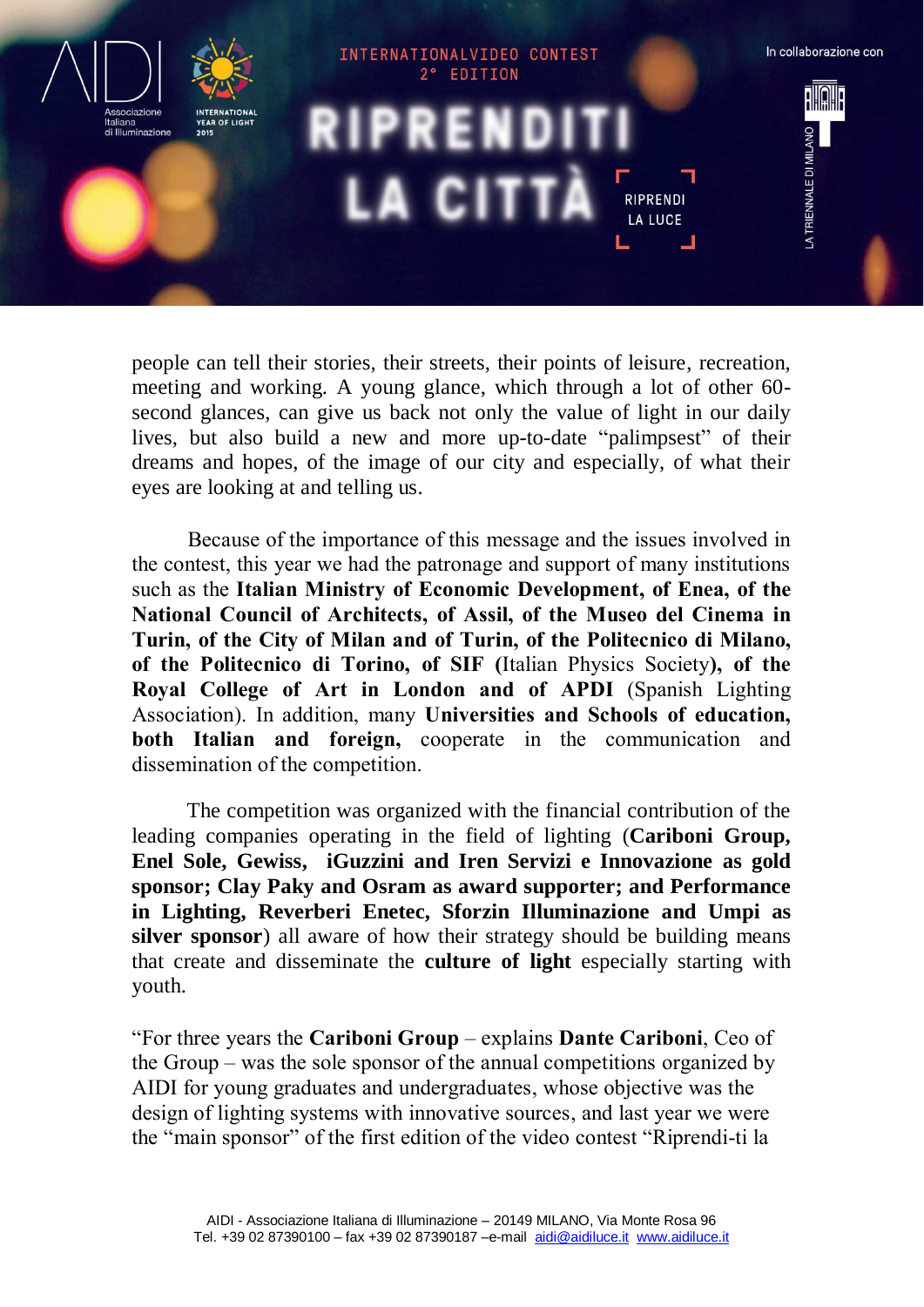people can tell their stories, their streets, their points of leisure, recreation, meeting and working. A young glance, which through a lot of other 60-second glances, can give us back not only the value of light in our daily lives, but also build a new and more up-to-date "palimpsest" of their dreams and hopes, of the image of our city and especially, of what their eyes are looking at and telling us.

Because of the importance of this message and the issues involved in the contest, this year we had the patronage and support of many institutions such as the **Italian Ministry of Economic Development, of Enea, of the National Council of Architects, of Assil, of the Museo del Cinema in Turin, of the City of Milan and of Turin, of the Politecnico di Milano, of the Politecnico di Torino, of SIF (**Italian Physics Society**), of the Royal College of Art in London and of APDI** (Spanish Lighting Association). In addition, many **Universities and Schools of education, both Italian and foreign,** cooperate in the communication and dissemination of the competition.

The competition was organized with the financial contribution of the leading companies operating in the field of lighting (**Cariboni Group, Enel Sole, Gewiss, iGuzzini and Iren Servizi e Innovazione as gold sponsor; Clay Paky and Osram as award supporter; and Performance in Lighting, Reverberi Enetec, Sforzin Illuminazione and Umpi as silver sponsor**) all aware of how their strategy should be building means that create and disseminate the **culture of light** especially starting with youth.

"For three years the **Cariboni Group** – explains **Dante Cariboni**, Ceo of the Group – was the sole sponsor of the annual competitions organized by AIDI for young graduates and undergraduates, whose objective was the design of lighting systems with innovative sources, and last year we were the "main sponsor" of the first edition of the video contest "Riprendi-ti la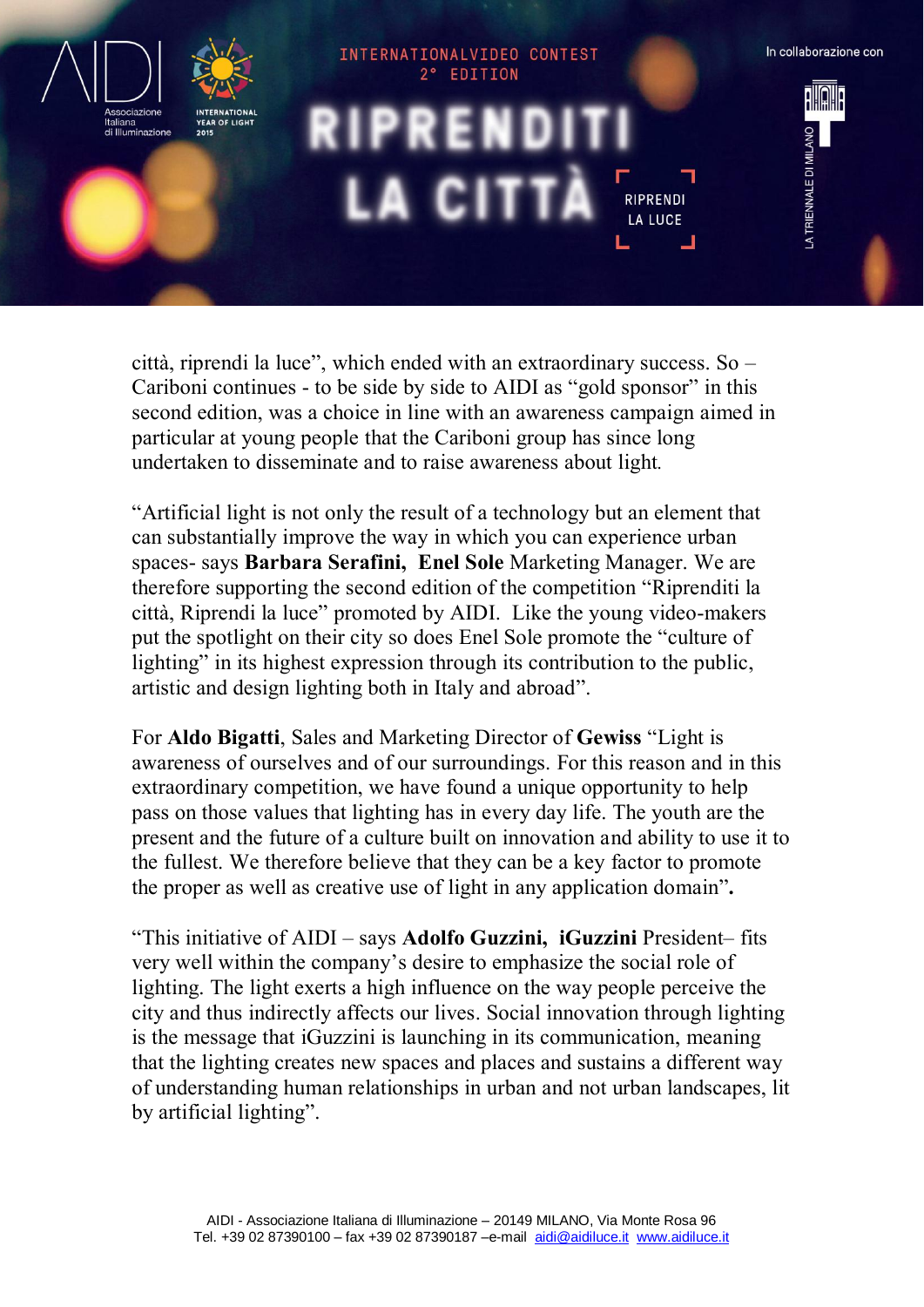città, riprendi la luce", which ended with an extraordinary success. So – Cariboni continues - to be side by side to AIDI as "gold sponsor" in this second edition, was a choice in line with an awareness campaign aimed in particular at young people that the Cariboni group has since long undertaken to disseminate and to raise awareness about light.

"Artificial light is not only the result of a technology but an element that can substantially improve the way in which you can experience urban spaces- says **Barbara Serafini, Enel Sole** Marketing Manager. We are therefore supporting the second edition of the competition "Riprenditi la città, Riprendi la luce" promoted by AIDI. Like the young video-makers put the spotlight on their city so does Enel Sole promote the "culture of lighting" in its highest expression through its contribution to the public, artistic and design lighting both in Italy and abroad".

For **Aldo Bigatti**, Sales and Marketing Director of **Gewiss** "Light is awareness of ourselves and of our surroundings. For this reason and in this extraordinary competition, we have found a unique opportunity to help pass on those values that lighting has in every day life. The youth are the present and the future of a culture built on innovation and ability to use it to the fullest. We therefore believe that they can be a key factor to promote the proper as well as creative use of light in any application domain"**.**

"This initiative of AIDI – says **Adolfo Guzzini, iGuzzini** President– fits very well within the company's desire to emphasize the social role of lighting. The light exerts a high influence on the way people perceive the city and thus indirectly affects our lives. Social innovation through lighting is the message that iGuzzini is launching in its communication, meaning that the lighting creates new spaces and places and sustains a different way of understanding human relationships in urban and not urban landscapes, lit by artificial lighting".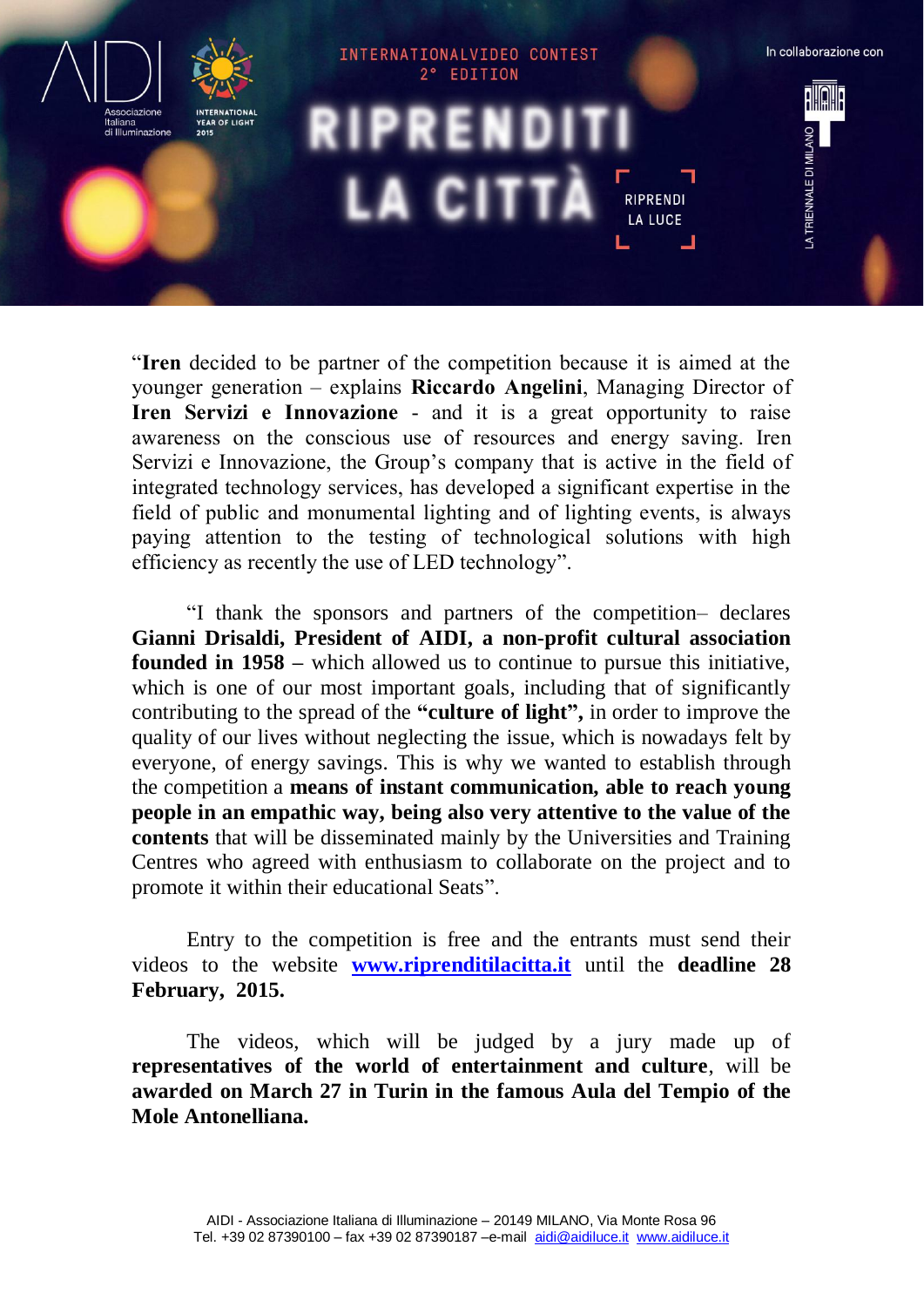"**Iren** decided to be partner of the competition because it is aimed at the younger generation – explains **Riccardo Angelini**, Managing Director of **Iren Servizi e Innovazione** - and it is a great opportunity to raise awareness on the conscious use of resources and energy saving. Iren Servizi e Innovazione, the Group's company that is active in the field of integrated technology services, has developed a significant expertise in the field of public and monumental lighting and of lighting events, is always paying attention to the testing of technological solutions with high efficiency as recently the use of LED technology".

"I thank the sponsors and partners of the competition– declares **Gianni Drisaldi, President of AIDI, a non-profit cultural association founded in 1958 –** which allowed us to continue to pursue this initiative, which is one of our most important goals, including that of significantly contributing to the spread of the **"culture of light",** in order to improve the quality of our lives without neglecting the issue, which is nowadays felt by everyone, of energy savings. This is why we wanted to establish through the competition a **means of instant communication, able to reach young people in an empathic way, being also very attentive to the value of the contents** that will be disseminated mainly by the Universities and Training Centres who agreed with enthusiasm to collaborate on the project and to promote it within their educational Seats".

Entry to the competition is free and the entrants must send their videos to the website **[www.riprenditilacitta.it](http://www.riprenditilacitta.it)** until the **deadline 28 February, 2015.**

The videos, which will be judged by a jury made up of **representatives of the world of entertainment and culture**, will be **awarded on March 27 in Turin in the famous Aula del Tempio of the Mole Antonelliana.**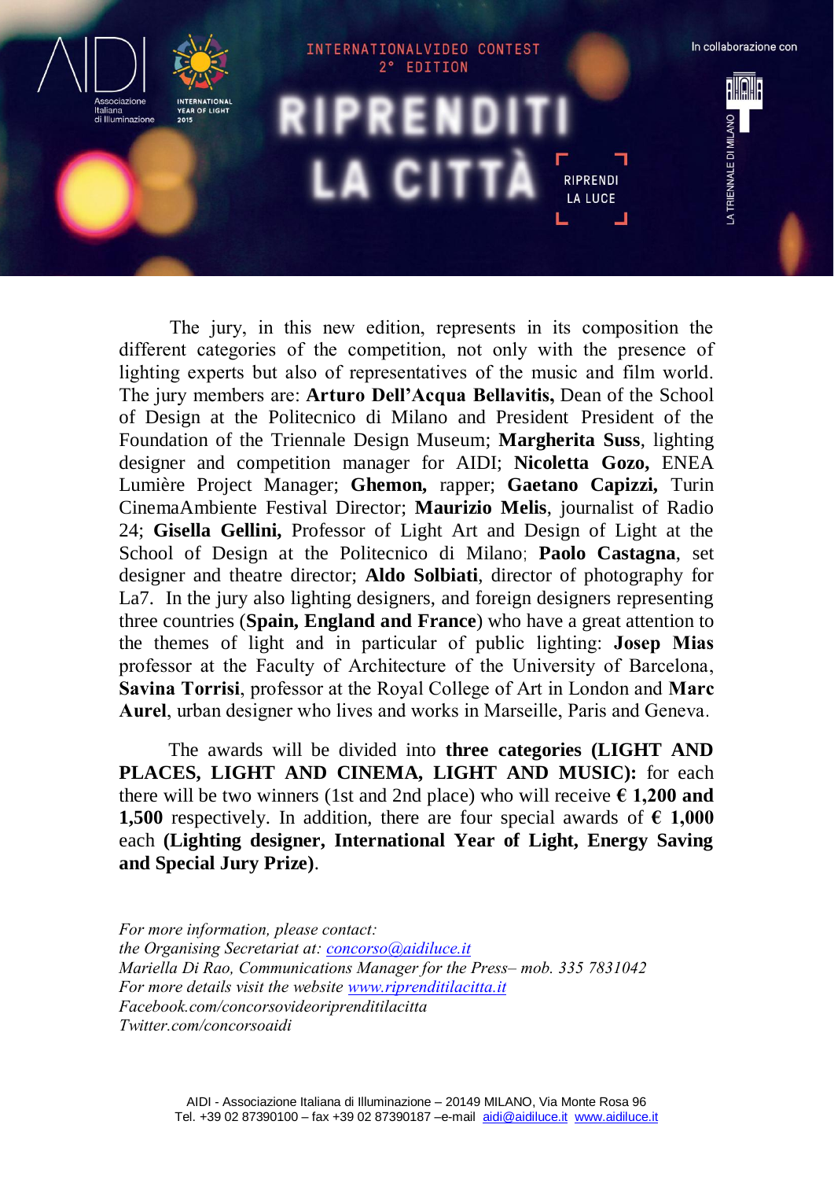INTERNATIONALVIDEO CONTEST
2° EDITION

# RIPRENDITI LA CITTÀ

RIPRENDI LA LUCE

In collaborazione con

The jury, in this new edition, represents in its composition the different categories of the competition, not only with the presence of lighting experts but also of representatives of the music and film world. The jury members are: **Arturo Dell'Acqua Bellavitis,** Dean of the School of Design at the Politecnico di Milano and President President of the Foundation of the Triennale Design Museum; **Margherita Suss**, lighting designer and competition manager for AIDI; **Nicoletta Gozo,** ENEA Lumière Project Manager; **Ghemon,** rapper; **Gaetano Capizzi,** Turin CinemaAmbiente Festival Director; **Maurizio Melis**, journalist of Radio 24; **Gisella Gellini,** Professor of Light Art and Design of Light at the School of Design at the Politecnico di Milano; **Paolo Castagna**, set designer and theatre director; **Aldo Solbiati**, director of photography for La7. In the jury also lighting designers, and foreign designers representing three countries (**Spain, England and France**) who have a great attention to the themes of light and in particular of public lighting: **Josep Mias** professor at the Faculty of Architecture of the University of Barcelona, **Savina Torrisi**, professor at the Royal College of Art in London and **Marc Aurel**, urban designer who lives and works in Marseille, Paris and Geneva.

The awards will be divided into **three categories (LIGHT AND PLACES, LIGHT AND CINEMA, LIGHT AND MUSIC):** for each there will be two winners (1st and 2nd place) who will receive **€ 1,200 and 1,500** respectively. In addition, there are four special awards of **€ 1,000** each **(Lighting designer, International Year of Light, Energy Saving and Special Jury Prize)**.

*For more information, please contact:*
*the Organising Secretariat at: concorso@aidiluce.it*
*Mariella Di Rao, Communications Manager for the Press– mob. 335 7831042*
*For more details visit the website www.riprenditilacitta.it*
*Facebook.com/concorsovideoriprenditilacitta*
*Twitter.com/concorsoaidi*

AIDI - Associazione Italiana di Illuminazione – 20149 MILANO, Via Monte Rosa 96
Tel. +39 02 87390100 – fax +39 02 87390187 –e-mail aidi@aidiluce.it www.aidiluce.it